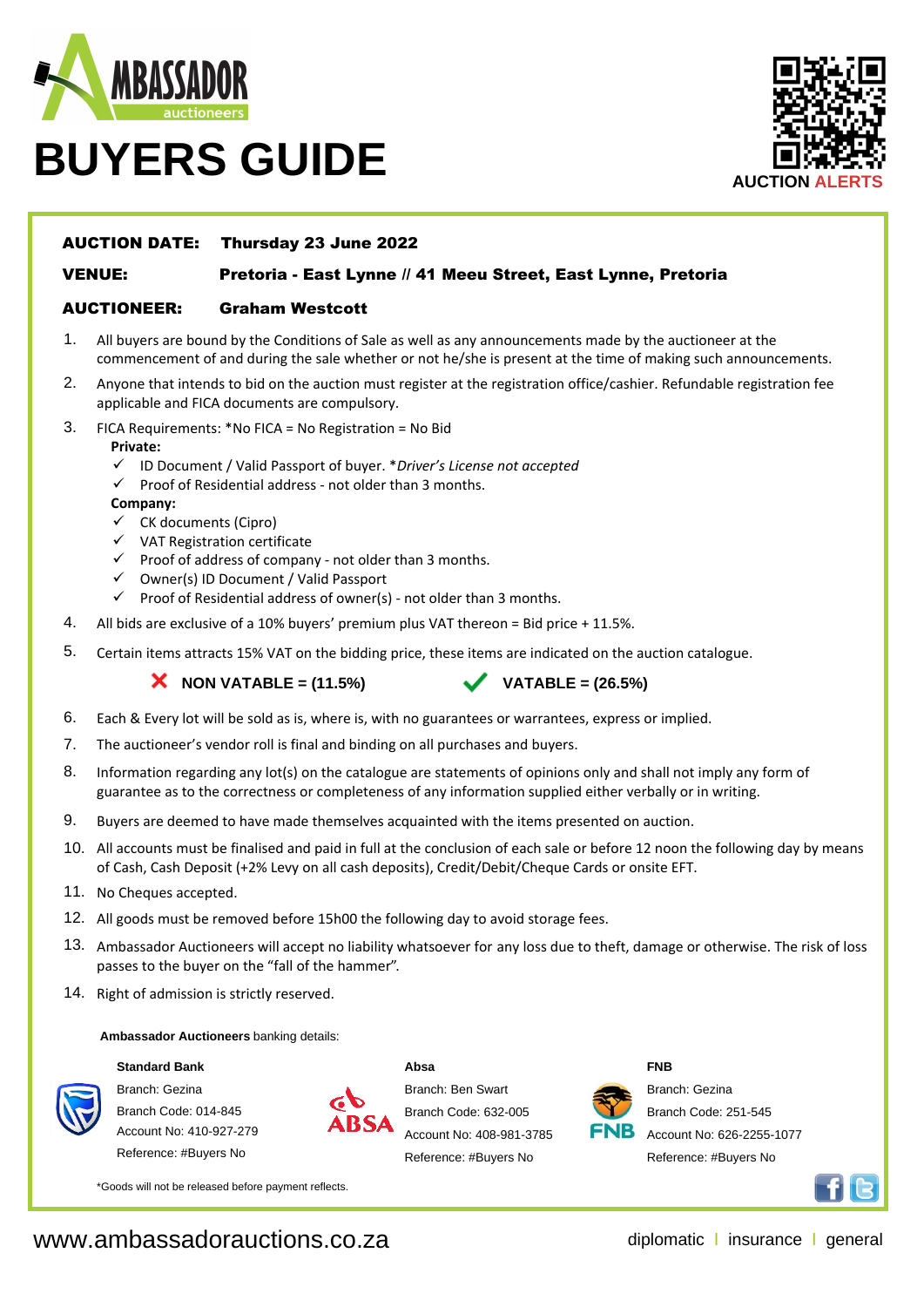AMBASSADOR auctioneers

# BUYERS GUIDE

AUCTION ALERTS

**AUCTION DATE:** **Thursday 23 June 2022**

**VENUE:** **Pretoria - East Lynne // 41 Meeu Street, East Lynne, Pretoria**

**AUCTIONEER:** **Graham Westcott**

1. All buyers are bound by the Conditions of Sale as well as any announcements made by the auctioneer at the commencement of and during the sale whether or not he/she is present at the time of making such announcements.
2. Anyone that intends to bid on the auction must register at the registration office/cashier. Refundable registration fee applicable and FICA documents are compulsory.
3. FICA Requirements: *No FICA = No Registration = No Bid
   **Private:**
   - ✓ ID Document / Valid Passport of buyer. **Driver's License not accepted*
   - ✓ Proof of Residential address - not older than 3 months.

   **Company:**
   - ✓ CK documents (Cipro)
   - ✓ VAT Registration certificate
   - ✓ Proof of address of company - not older than 3 months.
   - ✓ Owner(s) ID Document / Valid Passport
   - ✓ Proof of Residential address of owner(s) - not older than 3 months.
4. All bids are exclusive of a 10% buyers' premium plus VAT thereon = Bid price + 11.5%.
5. Certain items attracts 15% VAT on the bidding price, these items are indicated on the auction catalogue.

   ✗ **NON VATABLE = (11.5%)** ✓ **VATABLE = (26.5%)**
6. Each & Every lot will be sold as is, where is, with no guarantees or warrantees, express or implied.
7. The auctioneer's vendor roll is final and binding on all purchases and buyers.
8. Information regarding any lot(s) on the catalogue are statements of opinions only and shall not imply any form of guarantee as to the correctness or completeness of any information supplied either verbally or in writing.
9. Buyers are deemed to have made themselves acquainted with the items presented on auction.
10. All accounts must be finalised and paid in full at the conclusion of each sale or before 12 noon the following day by means of Cash, Cash Deposit (+2% Levy on all cash deposits), Credit/Debit/Cheque Cards or onsite EFT.
11. No Cheques accepted.
12. All goods must be removed before 15h00 the following day to avoid storage fees.
13. Ambassador Auctioneers will accept no liability whatsoever for any loss due to theft, damage or otherwise. The risk of loss passes to the buyer on the "fall of the hammer".
14. Right of admission is strictly reserved.

**Ambassador Auctioneers** banking details:

| Standard Bank | Absa | FNB |
|---|---|---|
| Branch: Gezina | Branch: Ben Swart | Branch: Gezina |
| Branch Code: 014-845 | Branch Code: 632-005 | Branch Code: 251-545 |
| Account No: 410-927-279 | Account No: 408-981-3785 | Account No: 626-2255-1077 |
| Reference: #Buyers No | Reference: #Buyers No | Reference: #Buyers No |

*Goods will not be released before payment reflects.

www.ambassadorauctions.co.za

diplomatic | insurance | general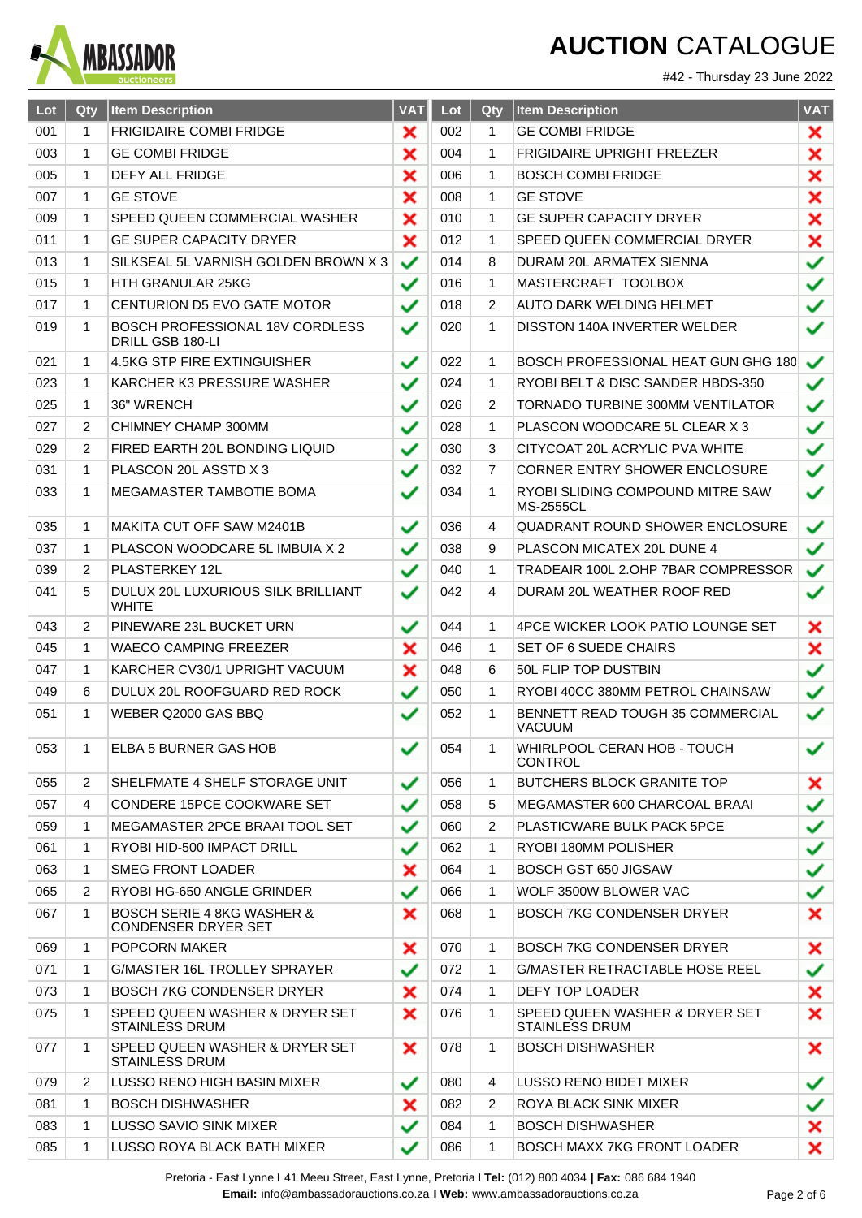# AUCTION CATALOGUE

#42 - Thursday 23 June 2022

| Lot | Qty | Item Description | VAT | Lot | Qty | Item Description | VAT |
|---|---|---|---|---|---|---|---|
| 001 | 1 | FRIGIDAIRE COMBI FRIDGE | ✗ | 002 | 1 | GE COMBI FRIDGE | ✗ |
| 003 | 1 | GE COMBI FRIDGE | ✗ | 004 | 1 | FRIGIDAIRE UPRIGHT FREEZER | ✗ |
| 005 | 1 | DEFY ALL FRIDGE | ✗ | 006 | 1 | BOSCH COMBI FRIDGE | ✗ |
| 007 | 1 | GE STOVE | ✗ | 008 | 1 | GE STOVE | ✗ |
| 009 | 1 | SPEED QUEEN COMMERCIAL WASHER | ✗ | 010 | 1 | GE SUPER CAPACITY DRYER | ✗ |
| 011 | 1 | GE SUPER CAPACITY DRYER | ✗ | 012 | 1 | SPEED QUEEN COMMERCIAL DRYER | ✗ |
| 013 | 1 | SILKSEAL 5L VARNISH GOLDEN BROWN X 3 | ✓ | 014 | 8 | DURAM 20L ARMATEX SIENNA | ✓ |
| 015 | 1 | HTH GRANULAR 25KG | ✓ | 016 | 1 | MASTERCRAFT TOOLBOX | ✓ |
| 017 | 1 | CENTURION D5 EVO GATE MOTOR | ✓ | 018 | 2 | AUTO DARK WELDING HELMET | ✓ |
| 019 | 1 | BOSCH PROFESSIONAL 18V CORDLESS DRILL GSB 180-LI | ✓ | 020 | 1 | DISSTON 140A INVERTER WELDER | ✓ |
| 021 | 1 | 4.5KG STP FIRE EXTINGUISHER | ✓ | 022 | 1 | BOSCH PROFESSIONAL HEAT GUN GHG 180 | ✓ |
| 023 | 1 | KARCHER K3 PRESSURE WASHER | ✓ | 024 | 1 | RYOBI BELT & DISC SANDER HBDS-350 | ✓ |
| 025 | 1 | 36" WRENCH | ✓ | 026 | 2 | TORNADO TURBINE 300MM VENTILATOR | ✓ |
| 027 | 2 | CHIMNEY CHAMP 300MM | ✓ | 028 | 1 | PLASCON WOODCARE 5L CLEAR X 3 | ✓ |
| 029 | 2 | FIRED EARTH 20L BONDING LIQUID | ✓ | 030 | 3 | CITYCOAT 20L ACRYLIC PVA WHITE | ✓ |
| 031 | 1 | PLASCON 20L ASSTD X 3 | ✓ | 032 | 7 | CORNER ENTRY SHOWER ENCLOSURE | ✓ |
| 033 | 1 | MEGAMASTER TAMBOTIE BOMA | ✓ | 034 | 1 | RYOBI SLIDING COMPOUND MITRE SAW MS-2555CL | ✓ |
| 035 | 1 | MAKITA CUT OFF SAW M2401B | ✓ | 036 | 4 | QUADRANT ROUND SHOWER ENCLOSURE | ✓ |
| 037 | 1 | PLASCON WOODCARE 5L IMBUIA X 2 | ✓ | 038 | 9 | PLASCON MICATEX 20L DUNE 4 | ✓ |
| 039 | 2 | PLASTERKEY 12L | ✓ | 040 | 1 | TRADEAIR 100L 2.0HP 7BAR COMPRESSOR | ✓ |
| 041 | 5 | DULUX 20L LUXURIOUS SILK BRILLIANT WHITE | ✓ | 042 | 4 | DURAM 20L WEATHER ROOF RED | ✓ |
| 043 | 2 | PINEWARE 23L BUCKET URN | ✓ | 044 | 1 | 4PCE WICKER LOOK PATIO LOUNGE SET | ✗ |
| 045 | 1 | WAECO CAMPING FREEZER | ✗ | 046 | 1 | SET OF 6 SUEDE CHAIRS | ✗ |
| 047 | 1 | KARCHER CV30/1 UPRIGHT VACUUM | ✗ | 048 | 6 | 50L FLIP TOP DUSTBIN | ✓ |
| 049 | 6 | DULUX 20L ROOFGUARD RED ROCK | ✓ | 050 | 1 | RYOBI 40CC 380MM PETROL CHAINSAW | ✓ |
| 051 | 1 | WEBER Q2000 GAS BBQ | ✓ | 052 | 1 | BENNETT READ TOUGH 35 COMMERCIAL VACUUM | ✓ |
| 053 | 1 | ELBA 5 BURNER GAS HOB | ✓ | 054 | 1 | WHIRLPOOL CERAN HOB - TOUCH CONTROL | ✓ |
| 055 | 2 | SHELFMATE 4 SHELF STORAGE UNIT | ✓ | 056 | 1 | BUTCHERS BLOCK GRANITE TOP | ✗ |
| 057 | 4 | CONDERE 15PCE COOKWARE SET | ✓ | 058 | 5 | MEGAMASTER 600 CHARCOAL BRAAI | ✓ |
| 059 | 1 | MEGAMASTER 2PCE BRAAI TOOL SET | ✓ | 060 | 2 | PLASTICWARE BULK PACK 5PCE | ✓ |
| 061 | 1 | RYOBI HID-500 IMPACT DRILL | ✓ | 062 | 1 | RYOBI 180MM POLISHER | ✓ |
| 063 | 1 | SMEG FRONT LOADER | ✗ | 064 | 1 | BOSCH GST 650 JIGSAW | ✓ |
| 065 | 2 | RYOBI HG-650 ANGLE GRINDER | ✓ | 066 | 1 | WOLF 3500W BLOWER VAC | ✓ |
| 067 | 1 | BOSCH SERIE 4 8KG WASHER & CONDENSER DRYER SET | ✗ | 068 | 1 | BOSCH 7KG CONDENSER DRYER | ✗ |
| 069 | 1 | POPCORN MAKER | ✗ | 070 | 1 | BOSCH 7KG CONDENSER DRYER | ✗ |
| 071 | 1 | G/MASTER 16L TROLLEY SPRAYER | ✓ | 072 | 1 | G/MASTER RETRACTABLE HOSE REEL | ✓ |
| 073 | 1 | BOSCH 7KG CONDENSER DRYER | ✗ | 074 | 1 | DEFY TOP LOADER | ✗ |
| 075 | 1 | SPEED QUEEN WASHER & DRYER SET STAINLESS DRUM | ✗ | 076 | 1 | SPEED QUEEN WASHER & DRYER SET STAINLESS DRUM | ✗ |
| 077 | 1 | SPEED QUEEN WASHER & DRYER SET STAINLESS DRUM | ✗ | 078 | 1 | BOSCH DISHWASHER | ✗ |
| 079 | 2 | LUSSO RENO HIGH BASIN MIXER | ✓ | 080 | 4 | LUSSO RENO BIDET MIXER | ✓ |
| 081 | 1 | BOSCH DISHWASHER | ✗ | 082 | 2 | ROYA BLACK SINK MIXER | ✓ |
| 083 | 1 | LUSSO SAVIO SINK MIXER | ✓ | 084 | 1 | BOSCH DISHWASHER | ✗ |
| 085 | 1 | LUSSO ROYA BLACK BATH MIXER | ✓ | 086 | 1 | BOSCH MAXX 7KG FRONT LOADER | ✗ |

Pretoria - East Lynne | 41 Meeu Street, East Lynne, Pretoria | **Tel:** (012) 800 4034 | **Fax:** 086 684 1940
**Email:** info@ambassadorauctions.co.za | **Web:** www.ambassadorauctions.co.za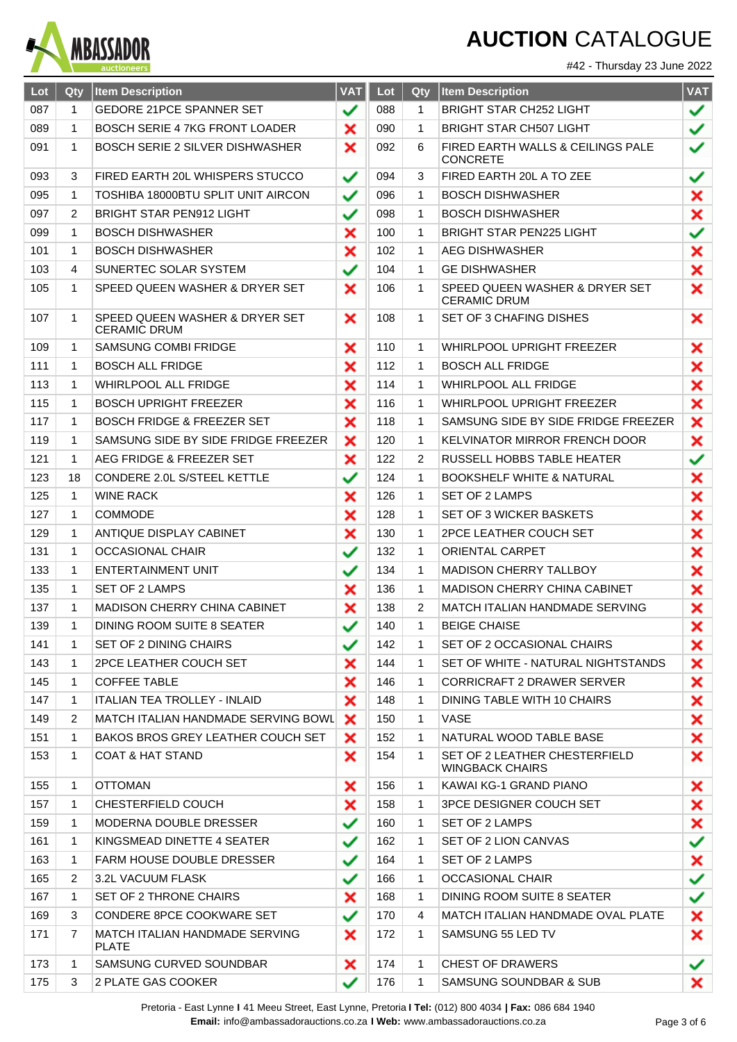# AUCTION CATALOGUE

#42 - Thursday 23 June 2022

| Lot | Qty | Item Description | VAT | Lot | Qty | Item Description | VAT |
|---|---|---|---|---|---|---|---|
| 087 | 1 | GEDORE 21PCE SPANNER SET | ✓ | 088 | 1 | BRIGHT STAR CH252 LIGHT | ✓ |
| 089 | 1 | BOSCH SERIE 4 7KG FRONT LOADER | ✗ | 090 | 1 | BRIGHT STAR CH507 LIGHT | ✓ |
| 091 | 1 | BOSCH SERIE 2 SILVER DISHWASHER | ✗ | 092 | 6 | FIRED EARTH WALLS & CEILINGS PALE CONCRETE | ✓ |
| 093 | 3 | FIRED EARTH 20L WHISPERS STUCCO | ✓ | 094 | 3 | FIRED EARTH 20L A TO ZEE | ✓ |
| 095 | 1 | TOSHIBA 18000BTU SPLIT UNIT AIRCON | ✓ | 096 | 1 | BOSCH DISHWASHER | ✗ |
| 097 | 2 | BRIGHT STAR PEN912 LIGHT | ✓ | 098 | 1 | BOSCH DISHWASHER | ✗ |
| 099 | 1 | BOSCH DISHWASHER | ✗ | 100 | 1 | BRIGHT STAR PEN225 LIGHT | ✓ |
| 101 | 1 | BOSCH DISHWASHER | ✗ | 102 | 1 | AEG DISHWASHER | ✗ |
| 103 | 4 | SUNERTEC SOLAR SYSTEM | ✓ | 104 | 1 | GE DISHWASHER | ✗ |
| 105 | 1 | SPEED QUEEN WASHER & DRYER SET | ✗ | 106 | 1 | SPEED QUEEN WASHER & DRYER SET CERAMIC DRUM | ✗ |
| 107 | 1 | SPEED QUEEN WASHER & DRYER SET CERAMIC DRUM | ✗ | 108 | 1 | SET OF 3 CHAFING DISHES | ✗ |
| 109 | 1 | SAMSUNG COMBI FRIDGE | ✗ | 110 | 1 | WHIRLPOOL UPRIGHT FREEZER | ✗ |
| 111 | 1 | BOSCH ALL FRIDGE | ✗ | 112 | 1 | BOSCH ALL FRIDGE | ✗ |
| 113 | 1 | WHIRLPOOL ALL FRIDGE | ✗ | 114 | 1 | WHIRLPOOL ALL FRIDGE | ✗ |
| 115 | 1 | BOSCH UPRIGHT FREEZER | ✗ | 116 | 1 | WHIRLPOOL UPRIGHT FREEZER | ✗ |
| 117 | 1 | BOSCH FRIDGE & FREEZER SET | ✗ | 118 | 1 | SAMSUNG SIDE BY SIDE FRIDGE FREEZER | ✗ |
| 119 | 1 | SAMSUNG SIDE BY SIDE FRIDGE FREEZER | ✗ | 120 | 1 | KELVINATOR MIRROR FRENCH DOOR | ✗ |
| 121 | 1 | AEG FRIDGE & FREEZER SET | ✗ | 122 | 2 | RUSSELL HOBBS TABLE HEATER | ✓ |
| 123 | 18 | CONDERE 2.0L S/STEEL KETTLE | ✓ | 124 | 1 | BOOKSHELF WHITE & NATURAL | ✗ |
| 125 | 1 | WINE RACK | ✗ | 126 | 1 | SET OF 2 LAMPS | ✗ |
| 127 | 1 | COMMODE | ✗ | 128 | 1 | SET OF 3 WICKER BASKETS | ✗ |
| 129 | 1 | ANTIQUE DISPLAY CABINET | ✗ | 130 | 1 | 2PCE LEATHER COUCH SET | ✗ |
| 131 | 1 | OCCASIONAL CHAIR | ✓ | 132 | 1 | ORIENTAL CARPET | ✗ |
| 133 | 1 | ENTERTAINMENT UNIT | ✓ | 134 | 1 | MADISON CHERRY TALLBOY | ✗ |
| 135 | 1 | SET OF 2 LAMPS | ✗ | 136 | 1 | MADISON CHERRY CHINA CABINET | ✗ |
| 137 | 1 | MADISON CHERRY CHINA CABINET | ✗ | 138 | 2 | MATCH ITALIAN HANDMADE SERVING | ✗ |
| 139 | 1 | DINING ROOM SUITE 8 SEATER | ✓ | 140 | 1 | BEIGE CHAISE | ✗ |
| 141 | 1 | SET OF 2 DINING CHAIRS | ✓ | 142 | 1 | SET OF 2 OCCASIONAL CHAIRS | ✗ |
| 143 | 1 | 2PCE LEATHER COUCH SET | ✗ | 144 | 1 | SET OF WHITE - NATURAL NIGHTSTANDS | ✗ |
| 145 | 1 | COFFEE TABLE | ✗ | 146 | 1 | CORRICRAFT 2 DRAWER SERVER | ✗ |
| 147 | 1 | ITALIAN TEA TROLLEY - INLAID | ✗ | 148 | 1 | DINING TABLE WITH 10 CHAIRS | ✗ |
| 149 | 2 | MATCH ITALIAN HANDMADE SERVING BOWL | ✗ | 150 | 1 | VASE | ✗ |
| 151 | 1 | BAKOS BROS GREY LEATHER COUCH SET | ✗ | 152 | 1 | NATURAL WOOD TABLE BASE | ✗ |
| 153 | 1 | COAT & HAT STAND | ✗ | 154 | 1 | SET OF 2 LEATHER CHESTERFIELD WINGBACK CHAIRS | ✗ |
| 155 | 1 | OTTOMAN | ✗ | 156 | 1 | KAWAI KG-1 GRAND PIANO | ✗ |
| 157 | 1 | CHESTERFIELD COUCH | ✗ | 158 | 1 | 3PCE DESIGNER COUCH SET | ✗ |
| 159 | 1 | MODERNA DOUBLE DRESSER | ✓ | 160 | 1 | SET OF 2 LAMPS | ✗ |
| 161 | 1 | KINGSMEAD DINETTE 4 SEATER | ✓ | 162 | 1 | SET OF 2 LION CANVAS | ✓ |
| 163 | 1 | FARM HOUSE DOUBLE DRESSER | ✓ | 164 | 1 | SET OF 2 LAMPS | ✗ |
| 165 | 2 | 3.2L VACUUM FLASK | ✓ | 166 | 1 | OCCASIONAL CHAIR | ✓ |
| 167 | 1 | SET OF 2 THRONE CHAIRS | ✗ | 168 | 1 | DINING ROOM SUITE 8 SEATER | ✓ |
| 169 | 3 | CONDERE 8PCE COOKWARE SET | ✓ | 170 | 4 | MATCH ITALIAN HANDMADE OVAL PLATE | ✗ |
| 171 | 7 | MATCH ITALIAN HANDMADE SERVING PLATE | ✗ | 172 | 1 | SAMSUNG 55 LED TV | ✗ |
| 173 | 1 | SAMSUNG CURVED SOUNDBAR | ✗ | 174 | 1 | CHEST OF DRAWERS | ✓ |
| 175 | 3 | 2 PLATE GAS COOKER | ✓ | 176 | 1 | SAMSUNG SOUNDBAR & SUB | ✗ |

Pretoria - East Lynne I 41 Meeu Street, East Lynne, Pretoria I **Tel:** (012) 800 4034 **| Fax:** 086 684 1940
**Email:** info@ambassadorauctions.co.za **I Web:** www.ambassadorauctions.co.za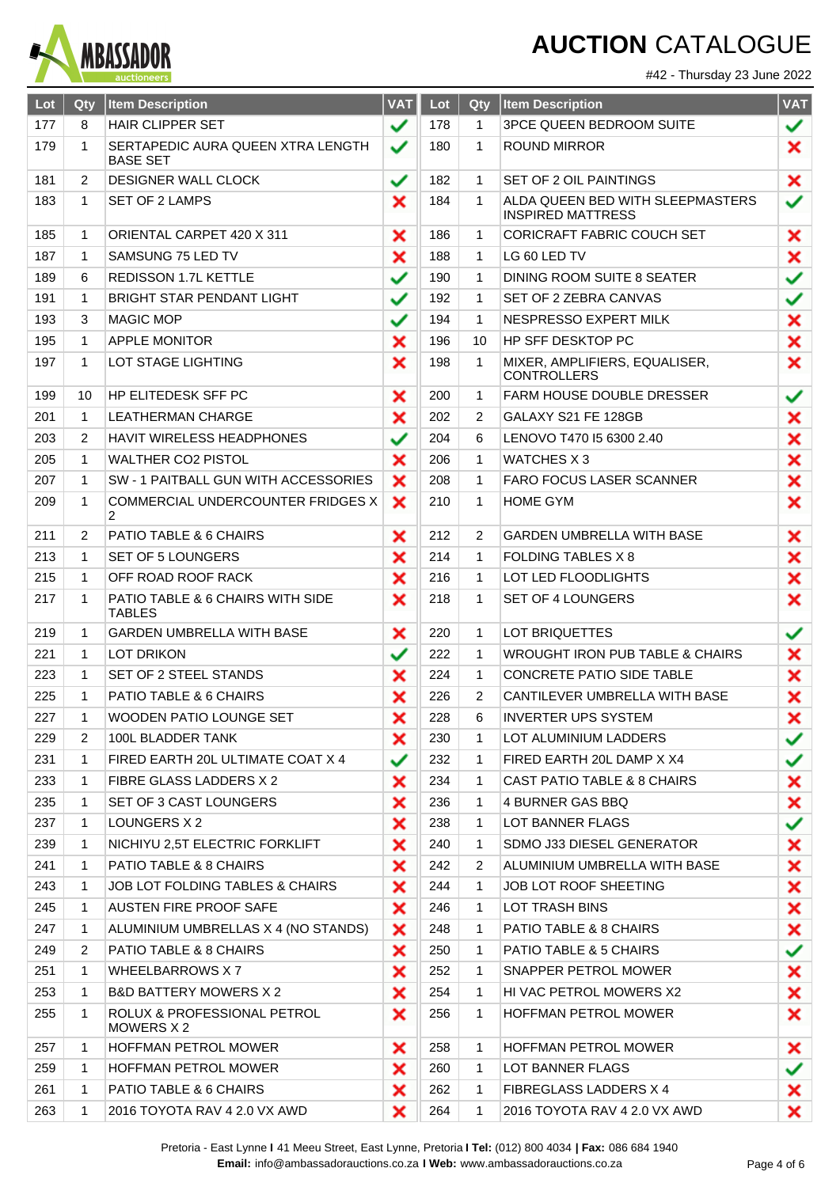# AUCTION CATALOGUE

#42 - Thursday 23 June 2022

| Lot | Qty | Item Description | VAT | Lot | Qty | Item Description | VAT |
|---|---|---|---|---|---|---|---|
| 177 | 8 | HAIR CLIPPER SET | ✓ | 178 | 1 | 3PCE QUEEN BEDROOM SUITE | ✓ |
| 179 | 1 | SERTAPEDIC AURA QUEEN XTRA LENGTH BASE SET | ✓ | 180 | 1 | ROUND MIRROR | ✗ |
| 181 | 2 | DESIGNER WALL CLOCK | ✓ | 182 | 1 | SET OF 2 OIL PAINTINGS | ✗ |
| 183 | 1 | SET OF 2 LAMPS | ✗ | 184 | 1 | ALDA QUEEN BED WITH SLEEPMASTERS INSPIRED MATTRESS | ✓ |
| 185 | 1 | ORIENTAL CARPET 420 X 311 | ✗ | 186 | 1 | CORICRAFT FABRIC COUCH SET | ✗ |
| 187 | 1 | SAMSUNG 75 LED TV | ✗ | 188 | 1 | LG 60 LED TV | ✗ |
| 189 | 6 | REDISSON 1.7L KETTLE | ✓ | 190 | 1 | DINING ROOM SUITE 8 SEATER | ✓ |
| 191 | 1 | BRIGHT STAR PENDANT LIGHT | ✓ | 192 | 1 | SET OF 2 ZEBRA CANVAS | ✓ |
| 193 | 3 | MAGIC MOP | ✓ | 194 | 1 | NESPRESSO EXPERT MILK | ✗ |
| 195 | 1 | APPLE MONITOR | ✗ | 196 | 10 | HP SFF DESKTOP PC | ✗ |
| 197 | 1 | LOT STAGE LIGHTING | ✗ | 198 | 1 | MIXER, AMPLIFIERS, EQUALISER, CONTROLLERS | ✗ |
| 199 | 10 | HP ELITEDESK SFF PC | ✗ | 200 | 1 | FARM HOUSE DOUBLE DRESSER | ✓ |
| 201 | 1 | LEATHERMAN CHARGE | ✗ | 202 | 2 | GALAXY S21 FE 128GB | ✗ |
| 203 | 2 | HAVIT WIRELESS HEADPHONES | ✓ | 204 | 6 | LENOVO T470 I5 6300 2.40 | ✗ |
| 205 | 1 | WALTHER CO2 PISTOL | ✗ | 206 | 1 | WATCHES X 3 | ✗ |
| 207 | 1 | SW - 1 PAITBALL GUN WITH ACCESSORIES | ✗ | 208 | 1 | FARO FOCUS LASER SCANNER | ✗ |
| 209 | 1 | COMMERCIAL UNDERCOUNTER FRIDGES X 2 | ✗ | 210 | 1 | HOME GYM | ✗ |
| 211 | 2 | PATIO TABLE & 6 CHAIRS | ✗ | 212 | 2 | GARDEN UMBRELLA WITH BASE | ✗ |
| 213 | 1 | SET OF 5 LOUNGERS | ✗ | 214 | 1 | FOLDING TABLES X 8 | ✗ |
| 215 | 1 | OFF ROAD ROOF RACK | ✗ | 216 | 1 | LOT LED FLOODLIGHTS | ✗ |
| 217 | 1 | PATIO TABLE & 6 CHAIRS WITH SIDE TABLES | ✗ | 218 | 1 | SET OF 4 LOUNGERS | ✗ |
| 219 | 1 | GARDEN UMBRELLA WITH BASE | ✗ | 220 | 1 | LOT BRIQUETTES | ✓ |
| 221 | 1 | LOT DRIKON | ✓ | 222 | 1 | WROUGHT IRON PUB TABLE & CHAIRS | ✗ |
| 223 | 1 | SET OF 2 STEEL STANDS | ✗ | 224 | 1 | CONCRETE PATIO SIDE TABLE | ✗ |
| 225 | 1 | PATIO TABLE & 6 CHAIRS | ✗ | 226 | 2 | CANTILEVER UMBRELLA WITH BASE | ✗ |
| 227 | 1 | WOODEN PATIO LOUNGE SET | ✗ | 228 | 6 | INVERTER UPS SYSTEM | ✗ |
| 229 | 2 | 100L BLADDER TANK | ✗ | 230 | 1 | LOT ALUMINIUM LADDERS | ✓ |
| 231 | 1 | FIRED EARTH 20L ULTIMATE COAT X 4 | ✓ | 232 | 1 | FIRED EARTH 20L DAMP X X4 | ✓ |
| 233 | 1 | FIBRE GLASS LADDERS X 2 | ✗ | 234 | 1 | CAST PATIO TABLE & 8 CHAIRS | ✗ |
| 235 | 1 | SET OF 3 CAST LOUNGERS | ✗ | 236 | 1 | 4 BURNER GAS BBQ | ✗ |
| 237 | 1 | LOUNGERS X 2 | ✗ | 238 | 1 | LOT BANNER FLAGS | ✓ |
| 239 | 1 | NICHIYU 2,5T ELECTRIC FORKLIFT | ✗ | 240 | 1 | SDMO J33 DIESEL GENERATOR | ✗ |
| 241 | 1 | PATIO TABLE & 8 CHAIRS | ✗ | 242 | 2 | ALUMINIUM UMBRELLA WITH BASE | ✗ |
| 243 | 1 | JOB LOT FOLDING TABLES & CHAIRS | ✗ | 244 | 1 | JOB LOT ROOF SHEETING | ✗ |
| 245 | 1 | AUSTEN FIRE PROOF SAFE | ✗ | 246 | 1 | LOT TRASH BINS | ✗ |
| 247 | 1 | ALUMINIUM UMBRELLAS X 4 (NO STANDS) | ✗ | 248 | 1 | PATIO TABLE & 8 CHAIRS | ✗ |
| 249 | 2 | PATIO TABLE & 8 CHAIRS | ✗ | 250 | 1 | PATIO TABLE & 5 CHAIRS | ✓ |
| 251 | 1 | WHEELBARROWS X 7 | ✗ | 252 | 1 | SNAPPER PETROL MOWER | ✗ |
| 253 | 1 | B&D BATTERY MOWERS X 2 | ✗ | 254 | 1 | HI VAC PETROL MOWERS X2 | ✗ |
| 255 | 1 | ROLUX & PROFESSIONAL PETROL MOWERS X 2 | ✗ | 256 | 1 | HOFFMAN PETROL MOWER | ✗ |
| 257 | 1 | HOFFMAN PETROL MOWER | ✗ | 258 | 1 | HOFFMAN PETROL MOWER | ✗ |
| 259 | 1 | HOFFMAN PETROL MOWER | ✗ | 260 | 1 | LOT BANNER FLAGS | ✓ |
| 261 | 1 | PATIO TABLE & 6 CHAIRS | ✗ | 262 | 1 | FIBREGLASS LADDERS X 4 | ✗ |
| 263 | 1 | 2016 TOYOTA RAV 4 2.0 VX AWD | ✗ | 264 | 1 | 2016 TOYOTA RAV 4 2.0 VX AWD | ✗ |

Pretoria - East Lynne I 41 Meeu Street, East Lynne, Pretoria I **Tel:** (012) 800 4034 **| Fax:** 086 684 1940
**Email:** info@ambassadorauctions.co.za I **Web:** www.ambassadorauctions.co.za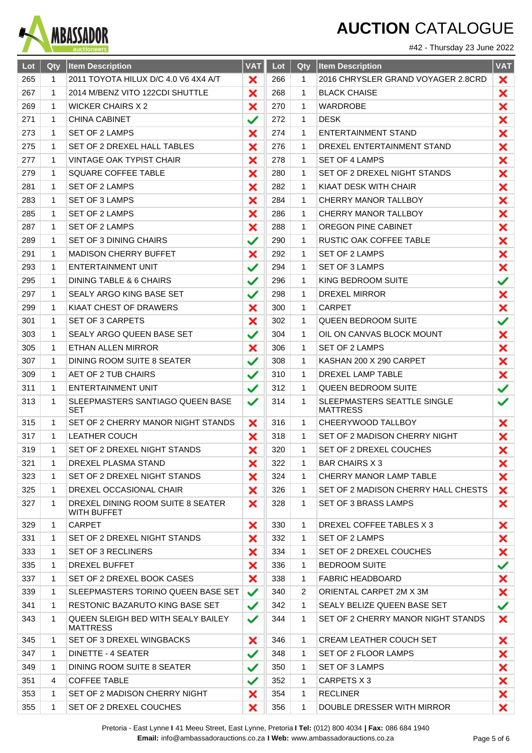# AUCTION CATALOGUE

#42 - Thursday 23 June 2022

| Lot | Qty | Item Description | VAT | Lot | Qty | Item Description | VAT |
|---|---|---|---|---|---|---|---|
| 265 | 1 | 2011 TOYOTA HILUX D/C 4.0 V6 4X4 A/T | ✗ | 266 | 1 | 2016 CHRYSLER GRAND VOYAGER 2.8CRD | ✗ |
| 267 | 1 | 2014 M/BENZ VITO 122CDI SHUTTLE | ✗ | 268 | 1 | BLACK CHAISE | ✗ |
| 269 | 1 | WICKER CHAIRS X 2 | ✗ | 270 | 1 | WARDROBE | ✗ |
| 271 | 1 | CHINA CABINET | ✓ | 272 | 1 | DESK | ✗ |
| 273 | 1 | SET OF 2 LAMPS | ✗ | 274 | 1 | ENTERTAINMENT STAND | ✗ |
| 275 | 1 | SET OF 2 DREXEL HALL TABLES | ✗ | 276 | 1 | DREXEL ENTERTAINMENT STAND | ✗ |
| 277 | 1 | VINTAGE OAK TYPIST CHAIR | ✗ | 278 | 1 | SET OF 4 LAMPS | ✗ |
| 279 | 1 | SQUARE COFFEE TABLE | ✗ | 280 | 1 | SET OF 2 DREXEL NIGHT STANDS | ✗ |
| 281 | 1 | SET OF 2 LAMPS | ✗ | 282 | 1 | KIAAT DESK WITH CHAIR | ✗ |
| 283 | 1 | SET OF 3 LAMPS | ✗ | 284 | 1 | CHERRY MANOR TALLBOY | ✗ |
| 285 | 1 | SET OF 2 LAMPS | ✗ | 286 | 1 | CHERRY MANOR TALLBOY | ✗ |
| 287 | 1 | SET OF 2 LAMPS | ✗ | 288 | 1 | OREGON PINE CABINET | ✗ |
| 289 | 1 | SET OF 3 DINING CHAIRS | ✓ | 290 | 1 | RUSTIC OAK COFFEE TABLE | ✗ |
| 291 | 1 | MADISON CHERRY BUFFET | ✗ | 292 | 1 | SET OF 2 LAMPS | ✗ |
| 293 | 1 | ENTERTAINMENT UNIT | ✓ | 294 | 1 | SET OF 3 LAMPS | ✗ |
| 295 | 1 | DINING TABLE & 6 CHAIRS | ✓ | 296 | 1 | KING BEDROOM SUITE | ✓ |
| 297 | 1 | SEALY ARGO KING BASE SET | ✓ | 298 | 1 | DREXEL MIRROR | ✗ |
| 299 | 1 | KIAAT CHEST OF DRAWERS | ✗ | 300 | 1 | CARPET | ✗ |
| 301 | 1 | SET OF 3 CARPETS | ✗ | 302 | 1 | QUEEN BEDROOM SUITE | ✓ |
| 303 | 1 | SEALY ARGO QUEEN BASE SET | ✓ | 304 | 1 | OIL ON CANVAS BLOCK MOUNT | ✗ |
| 305 | 1 | ETHAN ALLEN MIRROR | ✗ | 306 | 1 | SET OF 2 LAMPS | ✗ |
| 307 | 1 | DINING ROOM SUITE 8 SEATER | ✓ | 308 | 1 | KASHAN 200 X 290 CARPET | ✗ |
| 309 | 1 | AET OF 2 TUB CHAIRS | ✓ | 310 | 1 | DREXEL LAMP TABLE | ✗ |
| 311 | 1 | ENTERTAINMENT UNIT | ✓ | 312 | 1 | QUEEN BEDROOM SUITE | ✓ |
| 313 | 1 | SLEEPMASTERS SANTIAGO QUEEN BASE SET | ✓ | 314 | 1 | SLEEPMASTERS SEATTLE SINGLE MATTRESS | ✓ |
| 315 | 1 | SET OF 2 CHERRY MANOR NIGHT STANDS | ✗ | 316 | 1 | CHEERYWOOD TALLBOY | ✗ |
| 317 | 1 | LEATHER COUCH | ✗ | 318 | 1 | SET OF 2 MADISON CHERRY NIGHT | ✗ |
| 319 | 1 | SET OF 2 DREXEL NIGHT STANDS | ✗ | 320 | 1 | SET OF 2 DREXEL COUCHES | ✗ |
| 321 | 1 | DREXEL PLASMA STAND | ✗ | 322 | 1 | BAR CHAIRS X 3 | ✗ |
| 323 | 1 | SET OF 2 DREXEL NIGHT STANDS | ✗ | 324 | 1 | CHERRY MANOR LAMP TABLE | ✗ |
| 325 | 1 | DREXEL OCCASIONAL CHAIR | ✗ | 326 | 1 | SET OF 2 MADISON CHERRY HALL CHESTS | ✗ |
| 327 | 1 | DREXEL DINING ROOM SUITE 8 SEATER WITH BUFFET | ✗ | 328 | 1 | SET OF 3 BRASS LAMPS | ✗ |
| 329 | 1 | CARPET | ✗ | 330 | 1 | DREXEL COFFEE TABLES X 3 | ✗ |
| 331 | 1 | SET OF 2 DREXEL NIGHT STANDS | ✗ | 332 | 1 | SET OF 2 LAMPS | ✗ |
| 333 | 1 | SET OF 3 RECLINERS | ✗ | 334 | 1 | SET OF 2 DREXEL COUCHES | ✗ |
| 335 | 1 | DREXEL BUFFET | ✗ | 336 | 1 | BEDROOM SUITE | ✓ |
| 337 | 1 | SET OF 2 DREXEL BOOK CASES | ✗ | 338 | 1 | FABRIC HEADBOARD | ✗ |
| 339 | 1 | SLEEPMASTERS TORINO QUEEN BASE SET | ✓ | 340 | 2 | ORIENTAL CARPET 2M X 3M | ✗ |
| 341 | 1 | RESTONIC BAZARUTO KING BASE SET | ✓ | 342 | 1 | SEALY BELIZE QUEEN BASE SET | ✓ |
| 343 | 1 | QUEEN SLEIGH BED WITH SEALY BAILEY MATTRESS | ✓ | 344 | 1 | SET OF 2 CHERRY MANOR NIGHT STANDS | ✗ |
| 345 | 1 | SET OF 3 DREXEL WINGBACKS | ✗ | 346 | 1 | CREAM LEATHER COUCH SET | ✗ |
| 347 | 1 | DINETTE - 4 SEATER | ✓ | 348 | 1 | SET OF 2 FLOOR LAMPS | ✗ |
| 349 | 1 | DINING ROOM SUITE 8 SEATER | ✓ | 350 | 1 | SET OF 3 LAMPS | ✗ |
| 351 | 4 | COFFEE TABLE | ✓ | 352 | 1 | CARPETS X 3 | ✗ |
| 353 | 1 | SET OF 2 MADISON CHERRY NIGHT | ✗ | 354 | 1 | RECLINER | ✗ |
| 355 | 1 | SET OF 2 DREXEL COUCHES | ✗ | 356 | 1 | DOUBLE DRESSER WITH MIRROR | ✗ |

Pretoria - East Lynne I 41 Meeu Street, East Lynne, Pretoria I **Tel:** (012) 800 4034 **| Fax:** 086 684 1940
**Email:** info@ambassadorauctions.co.za I **Web:** www.ambassadorauctions.co.za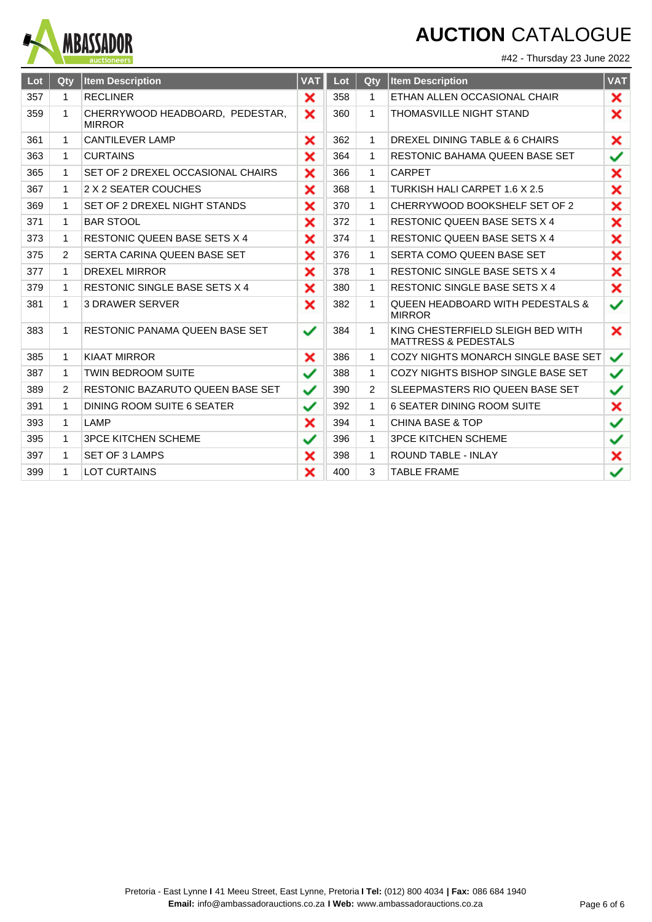# AUCTION CATALOGUE

#42 - Thursday 23 June 2022

| Lot | Qty | Item Description | VAT | Lot | Qty | Item Description | VAT |
|---|---|---|---|---|---|---|---|
| 357 | 1 | RECLINER | ✗ | 358 | 1 | ETHAN ALLEN OCCASIONAL CHAIR | ✗ |
| 359 | 1 | CHERRYWOOD HEADBOARD, PEDESTAR, MIRROR | ✗ | 360 | 1 | THOMASVILLE NIGHT STAND | ✗ |
| 361 | 1 | CANTILEVER LAMP | ✗ | 362 | 1 | DREXEL DINING TABLE & 6 CHAIRS | ✗ |
| 363 | 1 | CURTAINS | ✗ | 364 | 1 | RESTONIC BAHAMA QUEEN BASE SET | ✓ |
| 365 | 1 | SET OF 2 DREXEL OCCASIONAL CHAIRS | ✗ | 366 | 1 | CARPET | ✗ |
| 367 | 1 | 2 X 2 SEATER COUCHES | ✗ | 368 | 1 | TURKISH HALI CARPET 1.6 X 2.5 | ✗ |
| 369 | 1 | SET OF 2 DREXEL NIGHT STANDS | ✗ | 370 | 1 | CHERRYWOOD BOOKSHELF SET OF 2 | ✗ |
| 371 | 1 | BAR STOOL | ✗ | 372 | 1 | RESTONIC QUEEN BASE SETS X 4 | ✗ |
| 373 | 1 | RESTONIC QUEEN BASE SETS X 4 | ✗ | 374 | 1 | RESTONIC QUEEN BASE SETS X 4 | ✗ |
| 375 | 2 | SERTA CARINA QUEEN BASE SET | ✗ | 376 | 1 | SERTA COMO QUEEN BASE SET | ✗ |
| 377 | 1 | DREXEL MIRROR | ✗ | 378 | 1 | RESTONIC SINGLE BASE SETS X 4 | ✗ |
| 379 | 1 | RESTONIC SINGLE BASE SETS X 4 | ✗ | 380 | 1 | RESTONIC SINGLE BASE SETS X 4 | ✗ |
| 381 | 1 | 3 DRAWER SERVER | ✗ | 382 | 1 | QUEEN HEADBOARD WITH PEDESTALS & MIRROR | ✓ |
| 383 | 1 | RESTONIC PANAMA QUEEN BASE SET | ✓ | 384 | 1 | KING CHESTERFIELD SLEIGH BED WITH MATTRESS & PEDESTALS | ✗ |
| 385 | 1 | KIAAT MIRROR | ✗ | 386 | 1 | COZY NIGHTS MONARCH SINGLE BASE SET | ✓ |
| 387 | 1 | TWIN BEDROOM SUITE | ✓ | 388 | 1 | COZY NIGHTS BISHOP SINGLE BASE SET | ✓ |
| 389 | 2 | RESTONIC BAZARUTO QUEEN BASE SET | ✓ | 390 | 2 | SLEEPMASTERS RIO QUEEN BASE SET | ✓ |
| 391 | 1 | DINING ROOM SUITE 6 SEATER | ✓ | 392 | 1 | 6 SEATER DINING ROOM SUITE | ✗ |
| 393 | 1 | LAMP | ✗ | 394 | 1 | CHINA BASE & TOP | ✓ |
| 395 | 1 | 3PCE KITCHEN SCHEME | ✓ | 396 | 1 | 3PCE KITCHEN SCHEME | ✓ |
| 397 | 1 | SET OF 3 LAMPS | ✗ | 398 | 1 | ROUND TABLE - INLAY | ✗ |
| 399 | 1 | LOT CURTAINS | ✗ | 400 | 3 | TABLE FRAME | ✓ |

Pretoria - East Lynne I 41 Meeu Street, East Lynne, Pretoria I **Tel:** (012) 800 4034 **| Fax:** 086 684 1940
**Email:** info@ambassadorauctions.co.za **I Web:** www.ambassadorauctions.co.za